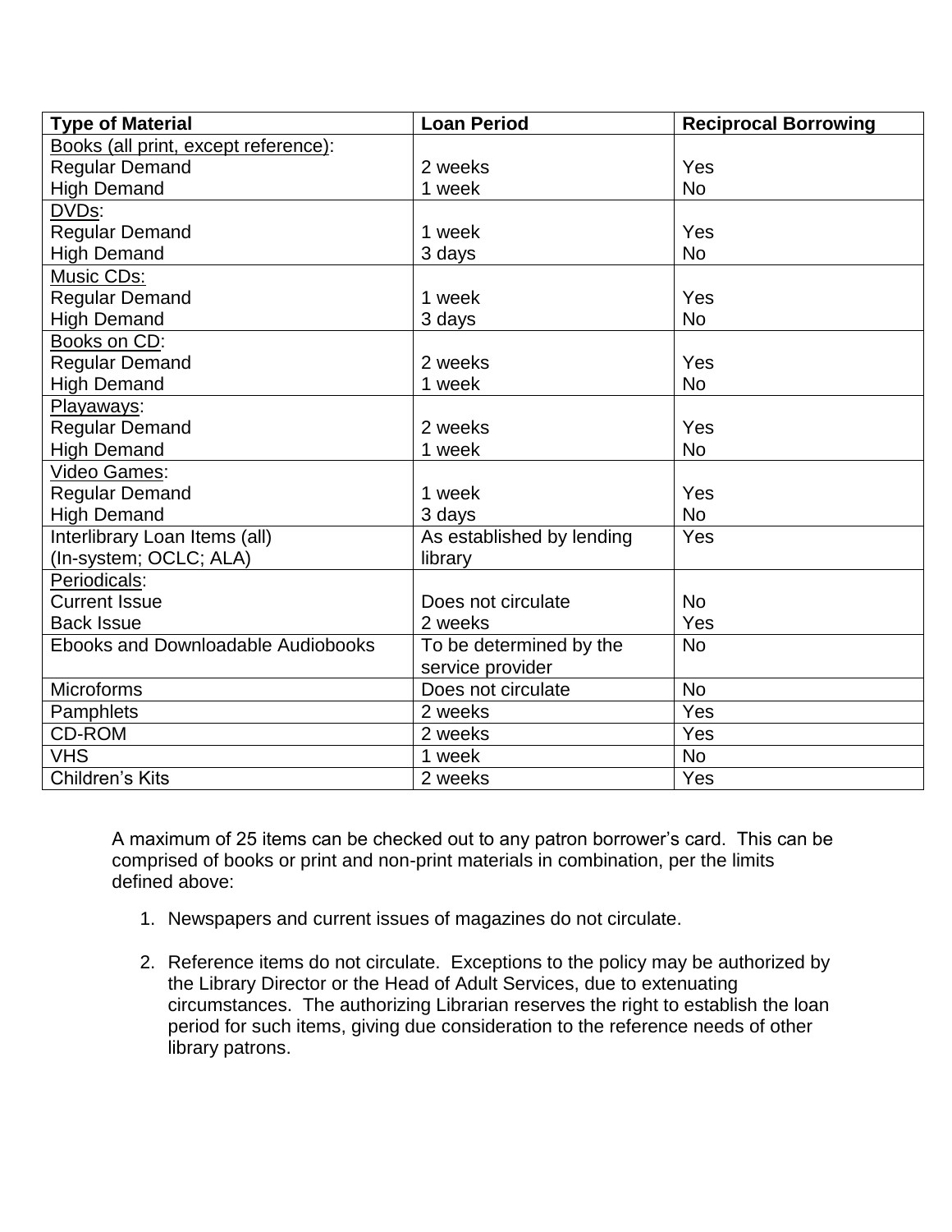| Type of Material | Loan Period | Reciprocal Borrowing |
|---|---|---|
| Books (all print, except reference): | | |
| Regular Demand | 2 weeks | Yes |
| High Demand | 1 week | No |
| DVDs: | | |
| Regular Demand | 1 week | Yes |
| High Demand | 3 days | No |
| Music CDs: | | |
| Regular Demand | 1 week | Yes |
| High Demand | 3 days | No |
| Books on CD: | | |
| Regular Demand | 2 weeks | Yes |
| High Demand | 1 week | No |
| Playaways: | | |
| Regular Demand | 2 weeks | Yes |
| High Demand | 1 week | No |
| Video Games: | | |
| Regular Demand | 1 week | Yes |
| High Demand | 3 days | No |
| Interlibrary Loan Items (all) (In-system; OCLC; ALA) | As established by lending library | Yes |
| Periodicals: | | |
| Current Issue | Does not circulate | No |
| Back Issue | 2 weeks | Yes |
| Ebooks and Downloadable Audiobooks | To be determined by the service provider | No |
| Microforms | Does not circulate | No |
| Pamphlets | 2 weeks | Yes |
| CD-ROM | 2 weeks | Yes |
| VHS | 1 week | No |
| Children's Kits | 2 weeks | Yes |

A maximum of 25 items can be checked out to any patron borrower's card. This can be comprised of books or print and non-print materials in combination, per the limits defined above:

1. Newspapers and current issues of magazines do not circulate.

2. Reference items do not circulate. Exceptions to the policy may be authorized by the Library Director or the Head of Adult Services, due to extenuating circumstances. The authorizing Librarian reserves the right to establish the loan period for such items, giving due consideration to the reference needs of other library patrons.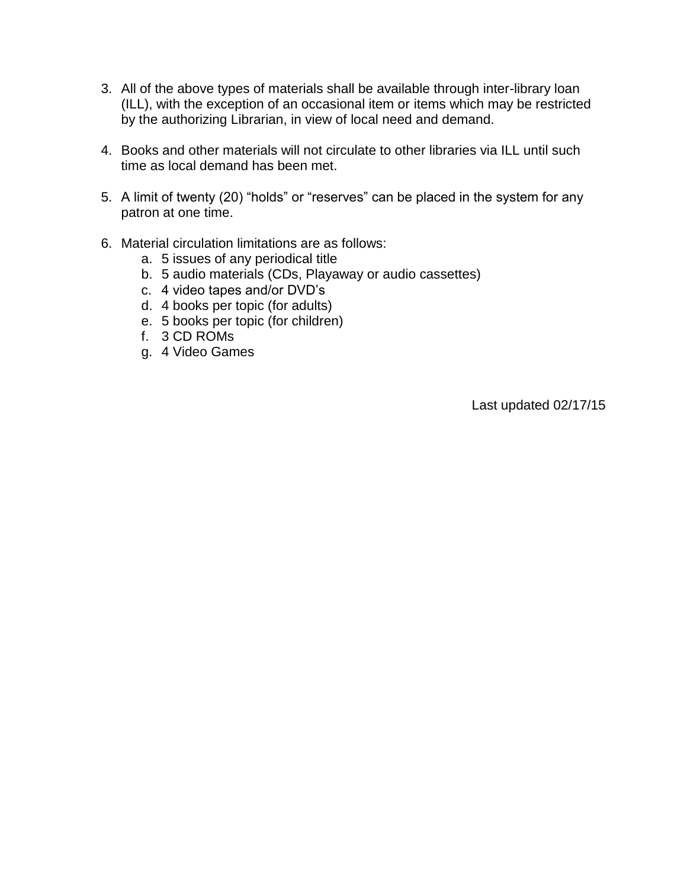3. All of the above types of materials shall be available through inter-library loan (ILL), with the exception of an occasional item or items which may be restricted by the authorizing Librarian, in view of local need and demand.

4. Books and other materials will not circulate to other libraries via ILL until such time as local demand has been met.

5. A limit of twenty (20) "holds" or "reserves" can be placed in the system for any patron at one time.

6. Material circulation limitations are as follows:
   a. 5 issues of any periodical title
   b. 5 audio materials (CDs, Playaway or audio cassettes)
   c. 4 video tapes and/or DVD's
   d. 4 books per topic (for adults)
   e. 5 books per topic (for children)
   f. 3 CD ROMs
   g. 4 Video Games

Last updated 02/17/15